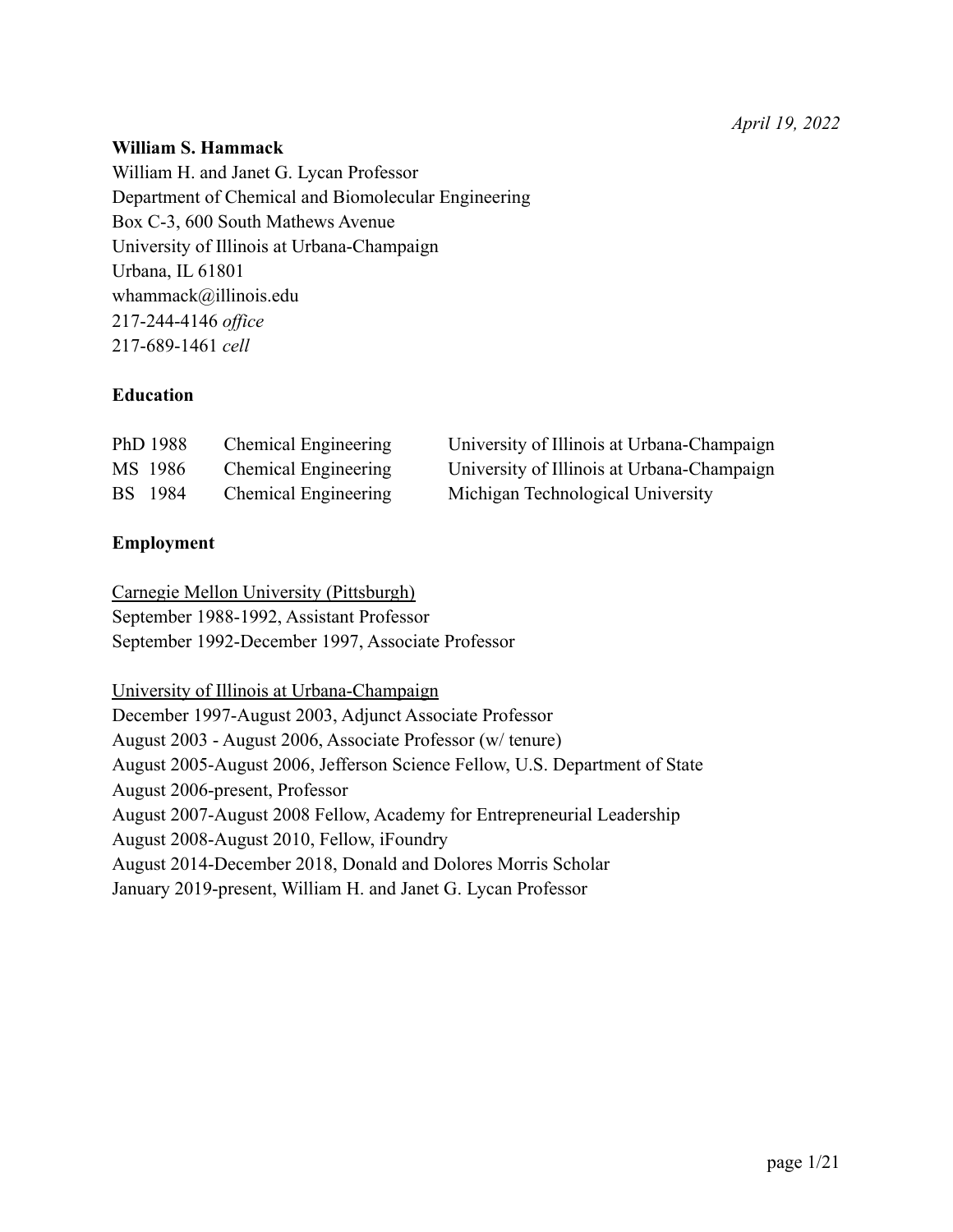*April 19, 2022*

**William S. Hammack**
William H. and Janet G. Lycan Professor
Department of Chemical and Biomolecular Engineering
Box C-3, 600 South Mathews Avenue
University of Illinois at Urbana-Champaign
Urbana, IL 61801
whammack@illinois.edu
217-244-4146 *office*
217-689-1461 *cell*

## Education

| | | |
|---|---|---|
| PhD 1988 | Chemical Engineering | University of Illinois at Urbana-Champaign |
| MS 1986 | Chemical Engineering | University of Illinois at Urbana-Champaign |
| BS 1984 | Chemical Engineering | Michigan Technological University |

## Employment

<u>Carnegie Mellon University (Pittsburgh)</u>
September 1988-1992, Assistant Professor
September 1992-December 1997, Associate Professor

<u>University of Illinois at Urbana-Champaign</u>
December 1997-August 2003, Adjunct Associate Professor
August 2003 - August 2006, Associate Professor (w/ tenure)
August 2005-August 2006, Jefferson Science Fellow, U.S. Department of State
August 2006-present, Professor
August 2007-August 2008 Fellow, Academy for Entrepreneurial Leadership
August 2008-August 2010, Fellow, iFoundry
August 2014-December 2018, Donald and Dolores Morris Scholar
January 2019-present, William H. and Janet G. Lycan Professor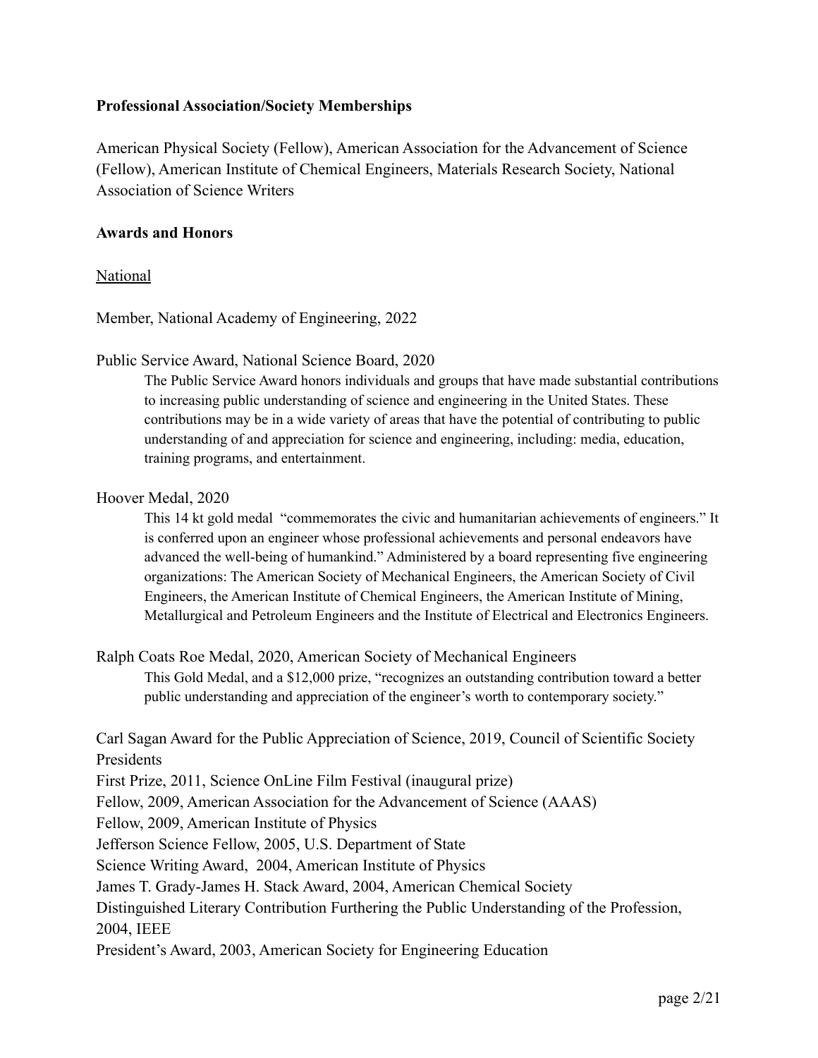**Professional Association/Society Memberships**

American Physical Society (Fellow), American Association for the Advancement of Science (Fellow), American Institute of Chemical Engineers, Materials Research Society, National Association of Science Writers

**Awards and Honors**

National

Member, National Academy of Engineering, 2022

Public Service Award, National Science Board, 2020

> The Public Service Award honors individuals and groups that have made substantial contributions to increasing public understanding of science and engineering in the United States. These contributions may be in a wide variety of areas that have the potential of contributing to public understanding of and appreciation for science and engineering, including: media, education, training programs, and entertainment.

Hoover Medal, 2020

> This 14 kt gold medal "commemorates the civic and humanitarian achievements of engineers." It is conferred upon an engineer whose professional achievements and personal endeavors have advanced the well-being of humankind." Administered by a board representing five engineering organizations: The American Society of Mechanical Engineers, the American Society of Civil Engineers, the American Institute of Chemical Engineers, the American Institute of Mining, Metallurgical and Petroleum Engineers and the Institute of Electrical and Electronics Engineers.

Ralph Coats Roe Medal, 2020, American Society of Mechanical Engineers

> This Gold Medal, and a $12,000 prize, "recognizes an outstanding contribution toward a better public understanding and appreciation of the engineer's worth to contemporary society."

Carl Sagan Award for the Public Appreciation of Science, 2019, Council of Scientific Society Presidents
First Prize, 2011, Science OnLine Film Festival (inaugural prize)
Fellow, 2009, American Association for the Advancement of Science (AAAS)
Fellow, 2009, American Institute of Physics
Jefferson Science Fellow, 2005, U.S. Department of State
Science Writing Award, 2004, American Institute of Physics
James T. Grady-James H. Stack Award, 2004, American Chemical Society
Distinguished Literary Contribution Furthering the Public Understanding of the Profession, 2004, IEEE
President's Award, 2003, American Society for Engineering Education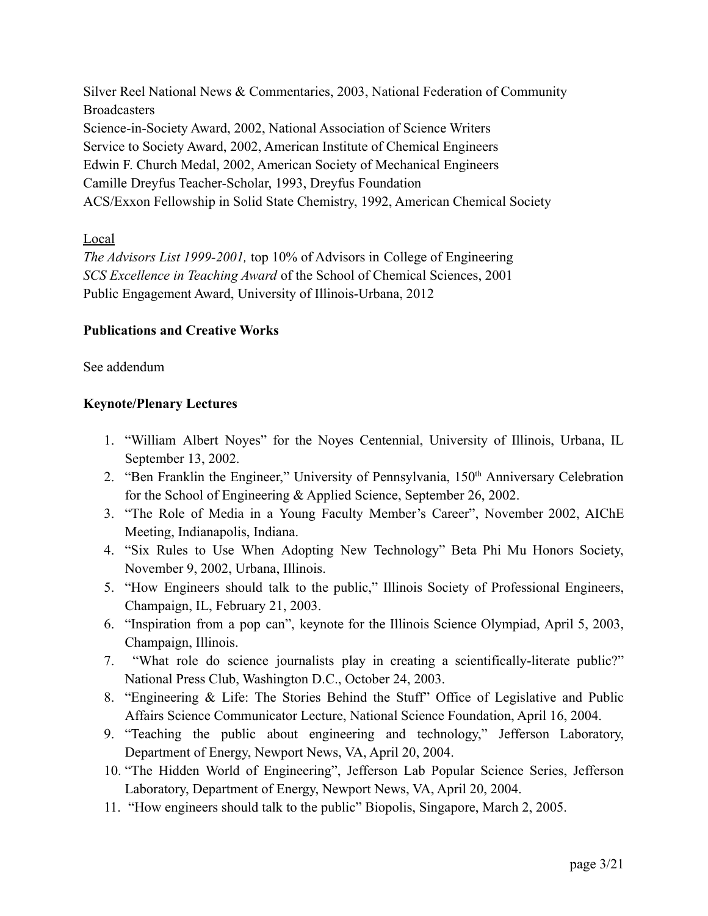Silver Reel National News & Commentaries, 2003, National Federation of Community Broadcasters
Science-in-Society Award, 2002, National Association of Science Writers
Service to Society Award, 2002, American Institute of Chemical Engineers
Edwin F. Church Medal, 2002, American Society of Mechanical Engineers
Camille Dreyfus Teacher-Scholar, 1993, Dreyfus Foundation
ACS/Exxon Fellowship in Solid State Chemistry, 1992, American Chemical Society

<u>Local</u>
*The Advisors List 1999-2001,* top 10% of Advisors in College of Engineering
*SCS Excellence in Teaching Award* of the School of Chemical Sciences, 2001
Public Engagement Award, University of Illinois-Urbana, 2012

**Publications and Creative Works**

See addendum

**Keynote/Plenary Lectures**

1. "William Albert Noyes" for the Noyes Centennial, University of Illinois, Urbana, IL September 13, 2002.
2. "Ben Franklin the Engineer," University of Pennsylvania, 150th Anniversary Celebration for the School of Engineering & Applied Science, September 26, 2002.
3. "The Role of Media in a Young Faculty Member's Career", November 2002, AIChE Meeting, Indianapolis, Indiana.
4. "Six Rules to Use When Adopting New Technology" Beta Phi Mu Honors Society, November 9, 2002, Urbana, Illinois.
5. "How Engineers should talk to the public," Illinois Society of Professional Engineers, Champaign, IL, February 21, 2003.
6. "Inspiration from a pop can", keynote for the Illinois Science Olympiad, April 5, 2003, Champaign, Illinois.
7. "What role do science journalists play in creating a scientifically-literate public?" National Press Club, Washington D.C., October 24, 2003.
8. "Engineering & Life: The Stories Behind the Stuff" Office of Legislative and Public Affairs Science Communicator Lecture, National Science Foundation, April 16, 2004.
9. "Teaching the public about engineering and technology," Jefferson Laboratory, Department of Energy, Newport News, VA, April 20, 2004.
10. "The Hidden World of Engineering", Jefferson Lab Popular Science Series, Jefferson Laboratory, Department of Energy, Newport News, VA, April 20, 2004.
11. "How engineers should talk to the public" Biopolis, Singapore, March 2, 2005.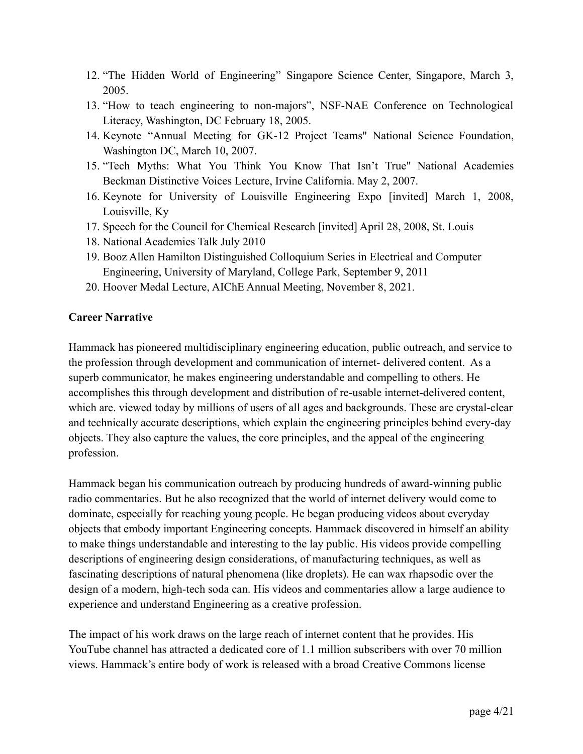12. “The Hidden World of Engineering” Singapore Science Center, Singapore, March 3, 2005.
13. “How to teach engineering to non-majors”, NSF-NAE Conference on Technological Literacy, Washington, DC February 18, 2005.
14. Keynote “Annual Meeting for GK-12 Project Teams" National Science Foundation, Washington DC, March 10, 2007.
15. “Tech Myths: What You Think You Know That Isn’t True" National Academies Beckman Distinctive Voices Lecture, Irvine California. May 2, 2007.
16. Keynote for University of Louisville Engineering Expo [invited] March 1, 2008, Louisville, Ky
17. Speech for the Council for Chemical Research [invited] April 28, 2008, St. Louis
18. National Academies Talk July 2010
19. Booz Allen Hamilton Distinguished Colloquium Series in Electrical and Computer Engineering, University of Maryland, College Park, September 9, 2011
20. Hoover Medal Lecture, AIChE Annual Meeting, November 8, 2021.

**Career Narrative**

Hammack has pioneered multidisciplinary engineering education, public outreach, and service to the profession through development and communication of internet- delivered content. As a superb communicator, he makes engineering understandable and compelling to others. He accomplishes this through development and distribution of re-usable internet-delivered content, which are. viewed today by millions of users of all ages and backgrounds. These are crystal-clear and technically accurate descriptions, which explain the engineering principles behind every-day objects. They also capture the values, the core principles, and the appeal of the engineering profession.

Hammack began his communication outreach by producing hundreds of award-winning public radio commentaries. But he also recognized that the world of internet delivery would come to dominate, especially for reaching young people. He began producing videos about everyday objects that embody important Engineering concepts. Hammack discovered in himself an ability to make things understandable and interesting to the lay public. His videos provide compelling descriptions of engineering design considerations, of manufacturing techniques, as well as fascinating descriptions of natural phenomena (like droplets). He can wax rhapsodic over the design of a modern, high-tech soda can. His videos and commentaries allow a large audience to experience and understand Engineering as a creative profession.

The impact of his work draws on the large reach of internet content that he provides. His YouTube channel has attracted a dedicated core of 1.1 million subscribers with over 70 million views. Hammack’s entire body of work is released with a broad Creative Commons license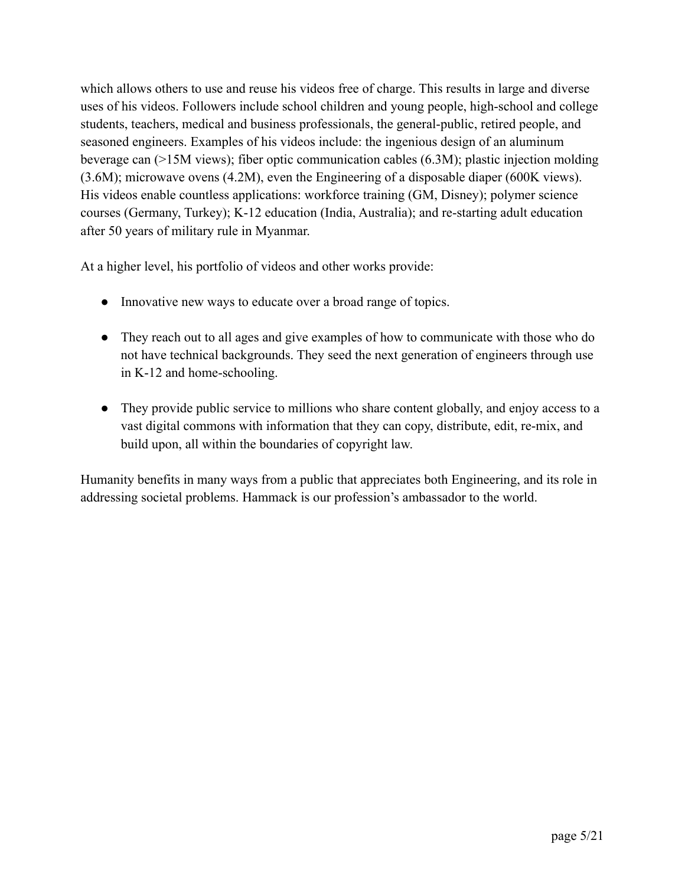which allows others to use and reuse his videos free of charge. This results in large and diverse uses of his videos. Followers include school children and young people, high-school and college students, teachers, medical and business professionals, the general-public, retired people, and seasoned engineers. Examples of his videos include: the ingenious design of an aluminum beverage can (>15M views); fiber optic communication cables (6.3M); plastic injection molding (3.6M); microwave ovens (4.2M), even the Engineering of a disposable diaper (600K views). His videos enable countless applications: workforce training (GM, Disney); polymer science courses (Germany, Turkey); K-12 education (India, Australia); and re-starting adult education after 50 years of military rule in Myanmar.

At a higher level, his portfolio of videos and other works provide:

- Innovative new ways to educate over a broad range of topics.
- They reach out to all ages and give examples of how to communicate with those who do not have technical backgrounds. They seed the next generation of engineers through use in K-12 and home-schooling.
- They provide public service to millions who share content globally, and enjoy access to a vast digital commons with information that they can copy, distribute, edit, re-mix, and build upon, all within the boundaries of copyright law.

Humanity benefits in many ways from a public that appreciates both Engineering, and its role in addressing societal problems. Hammack is our profession's ambassador to the world.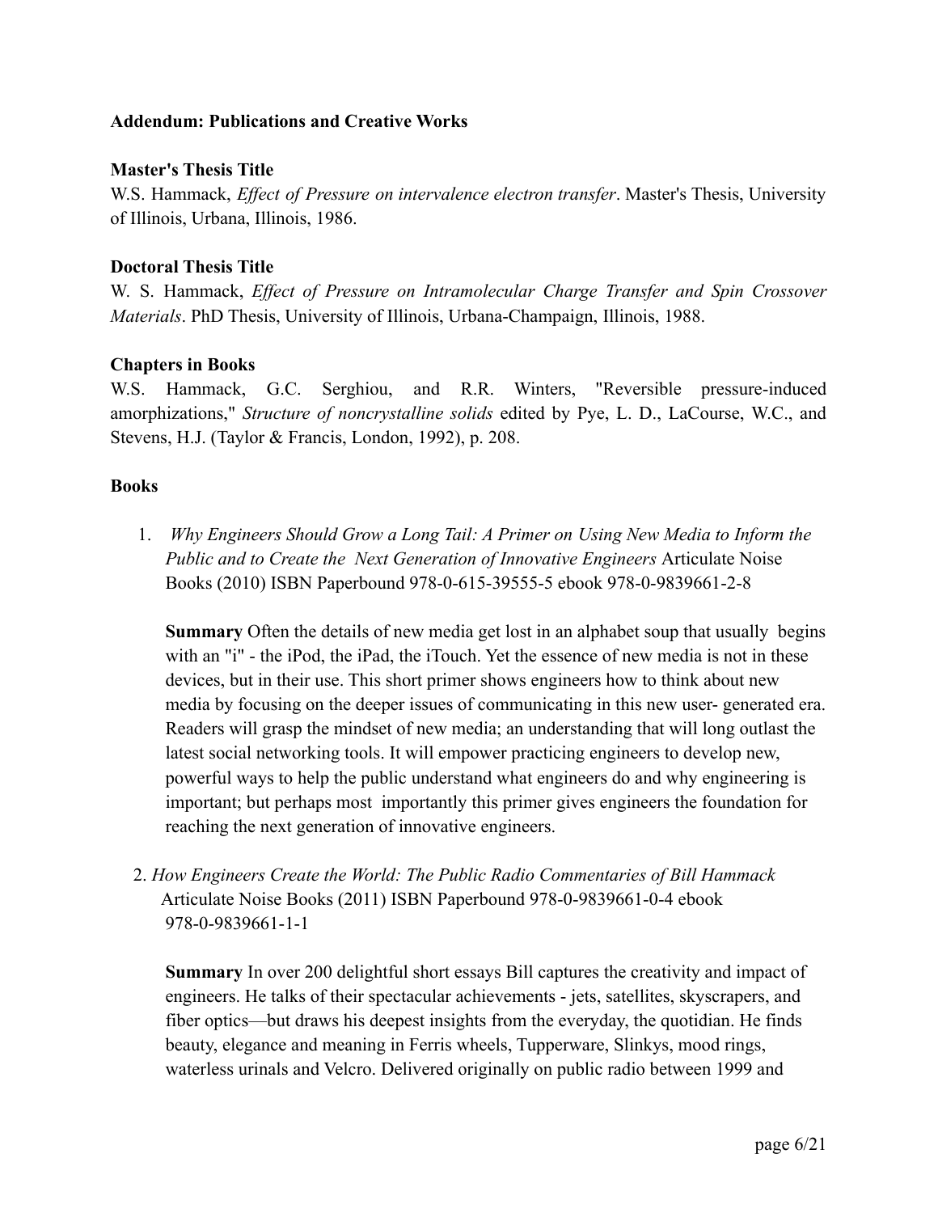**Addendum: Publications and Creative Works**

**Master's Thesis Title**

W.S. Hammack, *Effect of Pressure on intervalence electron transfer*. Master's Thesis, University of Illinois, Urbana, Illinois, 1986.

**Doctoral Thesis Title**

W. S. Hammack, *Effect of Pressure on Intramolecular Charge Transfer and Spin Crossover Materials*. PhD Thesis, University of Illinois, Urbana-Champaign, Illinois, 1988.

**Chapters in Books**

W.S. Hammack, G.C. Serghiou, and R.R. Winters, "Reversible pressure-induced amorphizations," *Structure of noncrystalline solids* edited by Pye, L. D., LaCourse, W.C., and Stevens, H.J. (Taylor & Francis, London, 1992), p. 208.

**Books**

1. *Why Engineers Should Grow a Long Tail: A Primer on Using New Media to Inform the Public and to Create the Next Generation of Innovative Engineers* Articulate Noise Books (2010) ISBN Paperbound 978-0-615-39555-5 ebook 978-0-9839661-2-8

   **Summary** Often the details of new media get lost in an alphabet soup that usually begins with an "i" - the iPod, the iPad, the iTouch. Yet the essence of new media is not in these devices, but in their use. This short primer shows engineers how to think about new media by focusing on the deeper issues of communicating in this new user- generated era. Readers will grasp the mindset of new media; an understanding that will long outlast the latest social networking tools. It will empower practicing engineers to develop new, powerful ways to help the public understand what engineers do and why engineering is important; but perhaps most importantly this primer gives engineers the foundation for reaching the next generation of innovative engineers.

2. *How Engineers Create the World: The Public Radio Commentaries of Bill Hammack* Articulate Noise Books (2011) ISBN Paperbound 978-0-9839661-0-4 ebook 978-0-9839661-1-1

   **Summary** In over 200 delightful short essays Bill captures the creativity and impact of engineers. He talks of their spectacular achievements - jets, satellites, skyscrapers, and fiber optics—but draws his deepest insights from the everyday, the quotidian. He finds beauty, elegance and meaning in Ferris wheels, Tupperware, Slinkys, mood rings, waterless urinals and Velcro. Delivered originally on public radio between 1999 and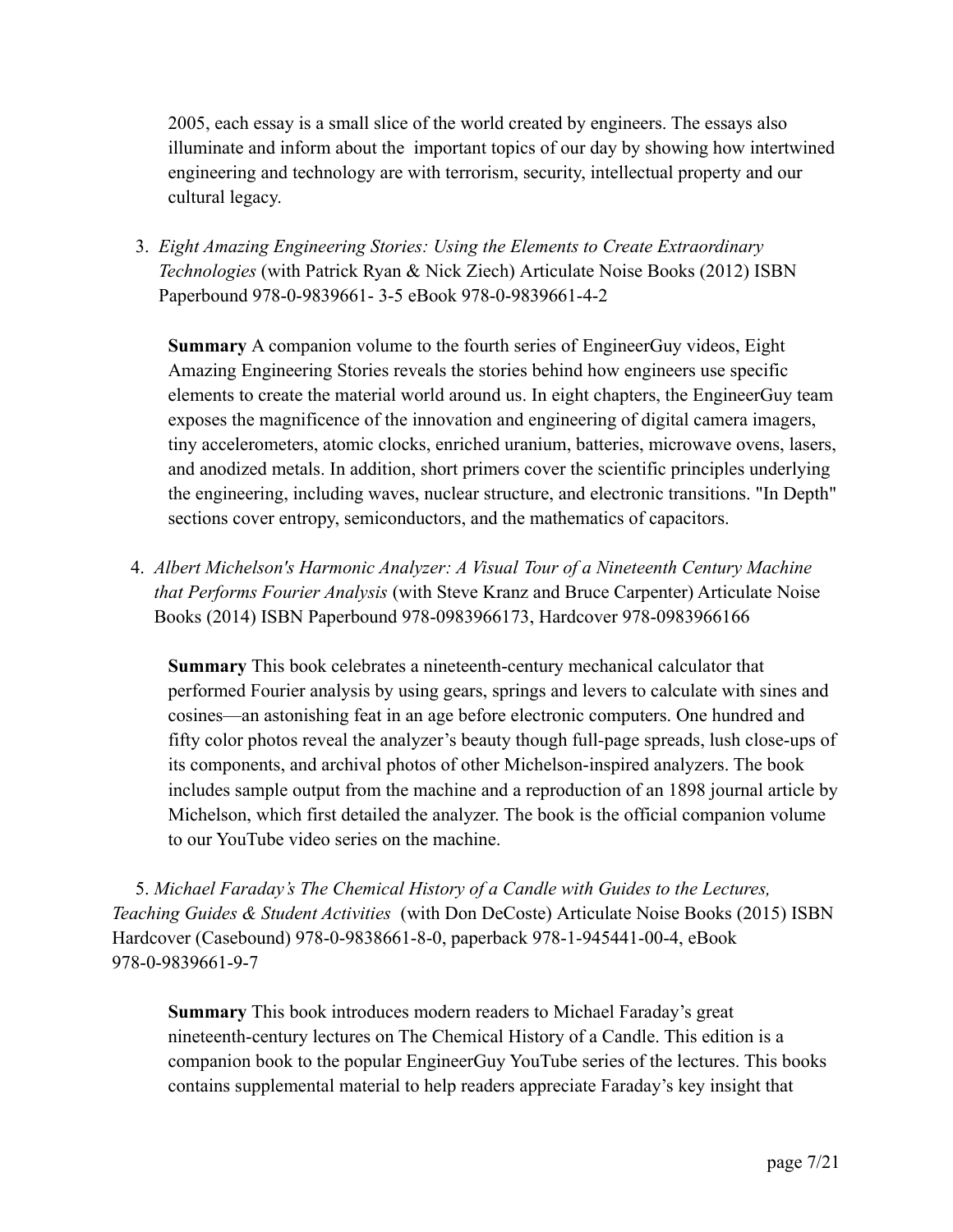2005, each essay is a small slice of the world created by engineers. The essays also illuminate and inform about the important topics of our day by showing how intertwined engineering and technology are with terrorism, security, intellectual property and our cultural legacy.

3. *Eight Amazing Engineering Stories: Using the Elements to Create Extraordinary Technologies* (with Patrick Ryan & Nick Ziech) Articulate Noise Books (2012) ISBN Paperbound 978-0-9839661- 3-5 eBook 978-0-9839661-4-2

   **Summary** A companion volume to the fourth series of EngineerGuy videos, Eight Amazing Engineering Stories reveals the stories behind how engineers use specific elements to create the material world around us. In eight chapters, the EngineerGuy team exposes the magnificence of the innovation and engineering of digital camera imagers, tiny accelerometers, atomic clocks, enriched uranium, batteries, microwave ovens, lasers, and anodized metals. In addition, short primers cover the scientific principles underlying the engineering, including waves, nuclear structure, and electronic transitions. "In Depth" sections cover entropy, semiconductors, and the mathematics of capacitors.

4. *Albert Michelson's Harmonic Analyzer: A Visual Tour of a Nineteenth Century Machine that Performs Fourier Analysis* (with Steve Kranz and Bruce Carpenter) Articulate Noise Books (2014) ISBN Paperbound 978-0983966173, Hardcover 978-0983966166

   **Summary** This book celebrates a nineteenth-century mechanical calculator that performed Fourier analysis by using gears, springs and levers to calculate with sines and cosines—an astonishing feat in an age before electronic computers. One hundred and fifty color photos reveal the analyzer's beauty though full-page spreads, lush close-ups of its components, and archival photos of other Michelson-inspired analyzers. The book includes sample output from the machine and a reproduction of an 1898 journal article by Michelson, which first detailed the analyzer. The book is the official companion volume to our YouTube video series on the machine.

5. *Michael Faraday's The Chemical History of a Candle with Guides to the Lectures, Teaching Guides & Student Activities* (with Don DeCoste) Articulate Noise Books (2015) ISBN Hardcover (Casebound) 978-0-9838661-8-0, paperback 978-1-945441-00-4, eBook 978-0-9839661-9-7

   **Summary** This book introduces modern readers to Michael Faraday's great nineteenth-century lectures on The Chemical History of a Candle. This edition is a companion book to the popular EngineerGuy YouTube series of the lectures. This books contains supplemental material to help readers appreciate Faraday's key insight that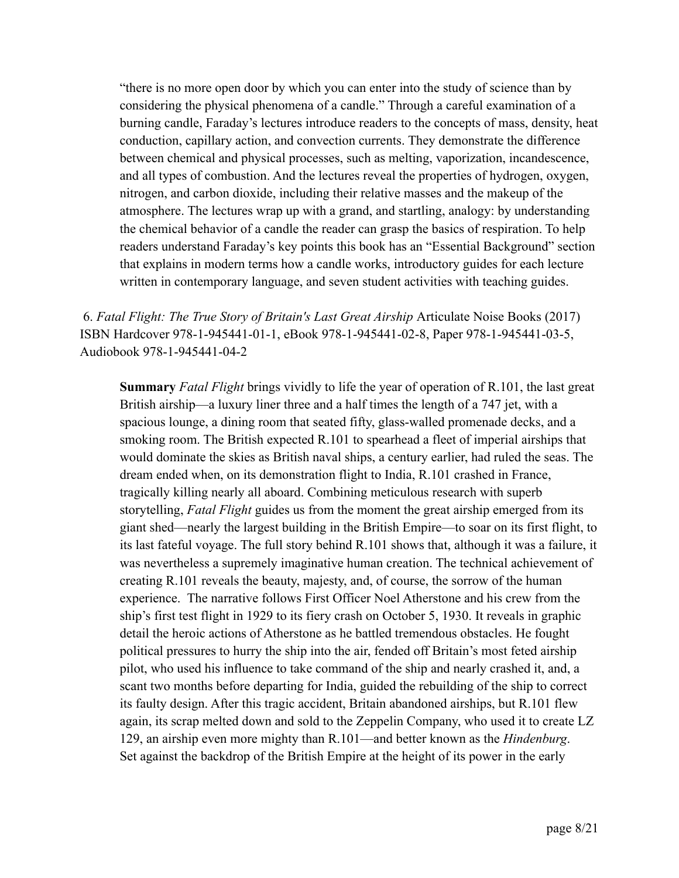"there is no more open door by which you can enter into the study of science than by considering the physical phenomena of a candle." Through a careful examination of a burning candle, Faraday's lectures introduce readers to the concepts of mass, density, heat conduction, capillary action, and convection currents. They demonstrate the difference between chemical and physical processes, such as melting, vaporization, incandescence, and all types of combustion. And the lectures reveal the properties of hydrogen, oxygen, nitrogen, and carbon dioxide, including their relative masses and the makeup of the atmosphere. The lectures wrap up with a grand, and startling, analogy: by understanding the chemical behavior of a candle the reader can grasp the basics of respiration. To help readers understand Faraday's key points this book has an "Essential Background" section that explains in modern terms how a candle works, introductory guides for each lecture written in contemporary language, and seven student activities with teaching guides.

6. *Fatal Flight: The True Story of Britain's Last Great Airship* Articulate Noise Books (2017) ISBN Hardcover 978-1-945441-01-1, eBook 978-1-945441-02-8, Paper 978-1-945441-03-5, Audiobook 978-1-945441-04-2

**Summary** *Fatal Flight* brings vividly to life the year of operation of R.101, the last great British airship—a luxury liner three and a half times the length of a 747 jet, with a spacious lounge, a dining room that seated fifty, glass-walled promenade decks, and a smoking room. The British expected R.101 to spearhead a fleet of imperial airships that would dominate the skies as British naval ships, a century earlier, had ruled the seas. The dream ended when, on its demonstration flight to India, R.101 crashed in France, tragically killing nearly all aboard. Combining meticulous research with superb storytelling, *Fatal Flight* guides us from the moment the great airship emerged from its giant shed—nearly the largest building in the British Empire—to soar on its first flight, to its last fateful voyage. The full story behind R.101 shows that, although it was a failure, it was nevertheless a supremely imaginative human creation. The technical achievement of creating R.101 reveals the beauty, majesty, and, of course, the sorrow of the human experience. The narrative follows First Officer Noel Atherstone and his crew from the ship's first test flight in 1929 to its fiery crash on October 5, 1930. It reveals in graphic detail the heroic actions of Atherstone as he battled tremendous obstacles. He fought political pressures to hurry the ship into the air, fended off Britain's most feted airship pilot, who used his influence to take command of the ship and nearly crashed it, and, a scant two months before departing for India, guided the rebuilding of the ship to correct its faulty design. After this tragic accident, Britain abandoned airships, but R.101 flew again, its scrap melted down and sold to the Zeppelin Company, who used it to create LZ 129, an airship even more mighty than R.101—and better known as the *Hindenburg*. Set against the backdrop of the British Empire at the height of its power in the early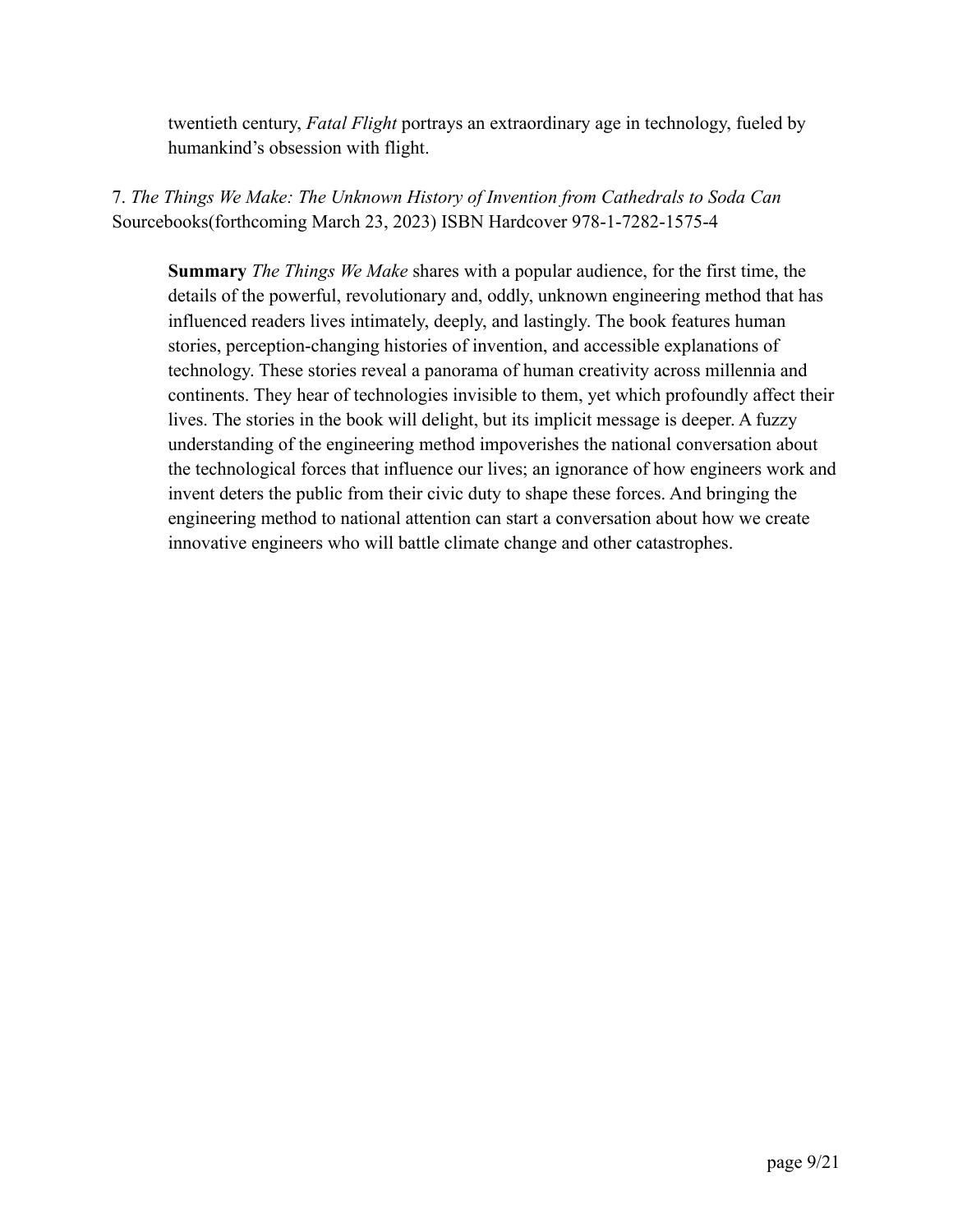twentieth century, *Fatal Flight* portrays an extraordinary age in technology, fueled by humankind's obsession with flight.

7. *The Things We Make: The Unknown History of Invention from Cathedrals to Soda Can* Sourcebooks(forthcoming March 23, 2023) ISBN Hardcover 978-1-7282-1575-4

> **Summary** *The Things We Make* shares with a popular audience, for the first time, the details of the powerful, revolutionary and, oddly, unknown engineering method that has influenced readers lives intimately, deeply, and lastingly. The book features human stories, perception-changing histories of invention, and accessible explanations of technology. These stories reveal a panorama of human creativity across millennia and continents. They hear of technologies invisible to them, yet which profoundly affect their lives. The stories in the book will delight, but its implicit message is deeper. A fuzzy understanding of the engineering method impoverishes the national conversation about the technological forces that influence our lives; an ignorance of how engineers work and invent deters the public from their civic duty to shape these forces. And bringing the engineering method to national attention can start a conversation about how we create innovative engineers who will battle climate change and other catastrophes.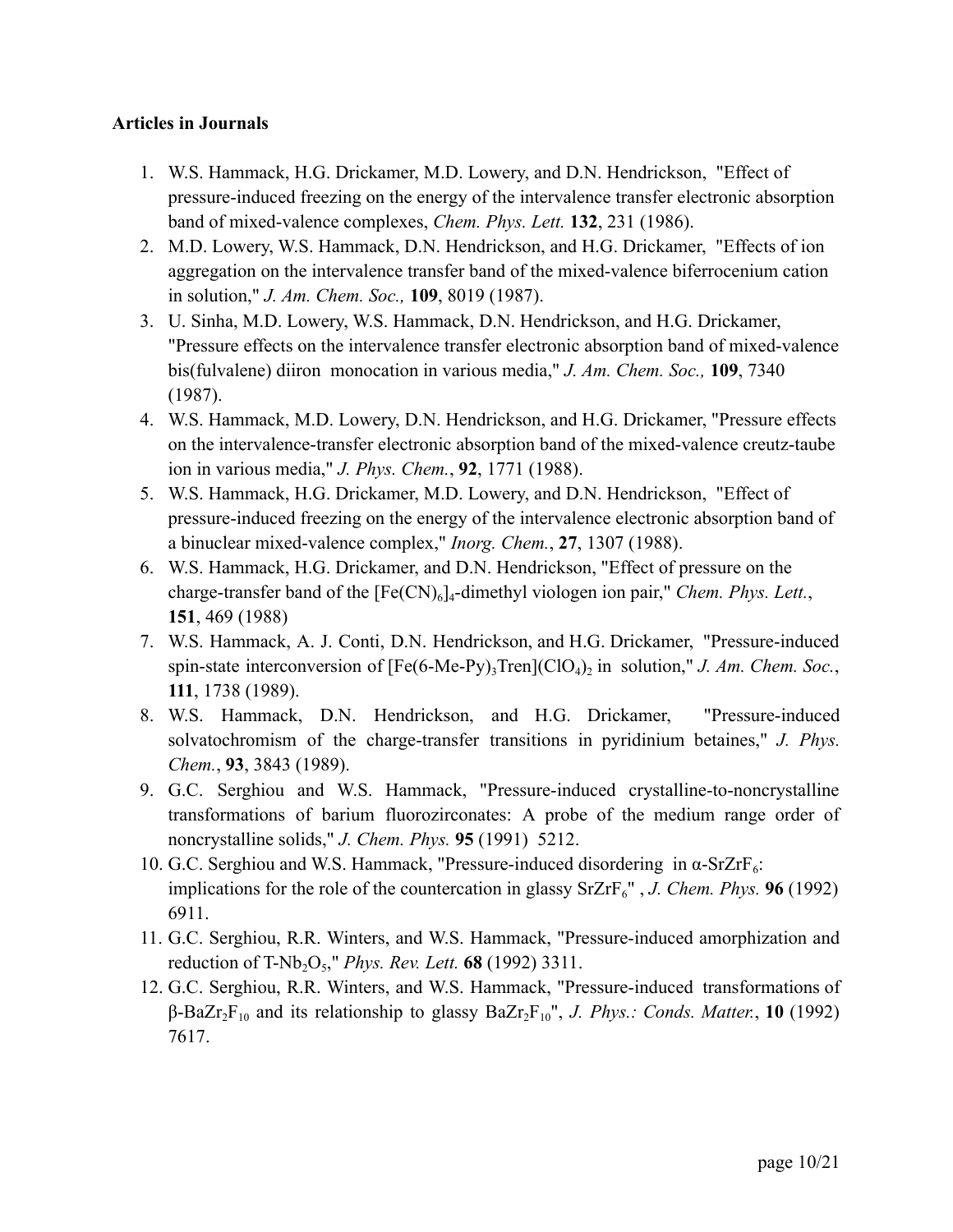**Articles in Journals**

1. W.S. Hammack, H.G. Drickamer, M.D. Lowery, and D.N. Hendrickson, "Effect of pressure-induced freezing on the energy of the intervalence transfer electronic absorption band of mixed-valence complexes, *Chem. Phys. Lett.* **132**, 231 (1986).
2. M.D. Lowery, W.S. Hammack, D.N. Hendrickson, and H.G. Drickamer, "Effects of ion aggregation on the intervalence transfer band of the mixed-valence biferrocenium cation in solution," *J. Am. Chem. Soc.,* **109**, 8019 (1987).
3. U. Sinha, M.D. Lowery, W.S. Hammack, D.N. Hendrickson, and H.G. Drickamer, "Pressure effects on the intervalence transfer electronic absorption band of mixed-valence bis(fulvalene) diiron monocation in various media," *J. Am. Chem. Soc.,* **109**, 7340 (1987).
4. W.S. Hammack, M.D. Lowery, D.N. Hendrickson, and H.G. Drickamer, "Pressure effects on the intervalence-transfer electronic absorption band of the mixed-valence creutz-taube ion in various media," *J. Phys. Chem.*, **92**, 1771 (1988).
5. W.S. Hammack, H.G. Drickamer, M.D. Lowery, and D.N. Hendrickson, "Effect of pressure-induced freezing on the energy of the intervalence electronic absorption band of a binuclear mixed-valence complex," *Inorg. Chem.*, **27**, 1307 (1988).
6. W.S. Hammack, H.G. Drickamer, and D.N. Hendrickson, "Effect of pressure on the charge-transfer band of the $[Fe(CN)_6]_4$-dimethyl viologen ion pair," *Chem. Phys. Lett.*, **151**, 469 (1988)
7. W.S. Hammack, A. J. Conti, D.N. Hendrickson, and H.G. Drickamer, "Pressure-induced spin-state interconversion of $[Fe(6\text{-}Me\text{-}Py)_3Tren](ClO_4)_2$ in solution," *J. Am. Chem. Soc.*, **111**, 1738 (1989).
8. W.S. Hammack, D.N. Hendrickson, and H.G. Drickamer, "Pressure-induced solvatochromism of the charge-transfer transitions in pyridinium betaines," *J. Phys. Chem.*, **93**, 3843 (1989).
9. G.C. Serghiou and W.S. Hammack, "Pressure-induced crystalline-to-noncrystalline transformations of barium fluorozirconates: A probe of the medium range order of noncrystalline solids," *J. Chem. Phys.* **95** (1991) 5212.
10. G.C. Serghiou and W.S. Hammack, "Pressure-induced disordering in $\alpha$-$SrZrF_6$: implications for the role of the countercation in glassy $SrZrF_6$" , *J. Chem. Phys.* **96** (1992) 6911.
11. G.C. Serghiou, R.R. Winters, and W.S. Hammack, "Pressure-induced amorphization and reduction of T-$Nb_2O_5$," *Phys. Rev. Lett.* **68** (1992) 3311.
12. G.C. Serghiou, R.R. Winters, and W.S. Hammack, "Pressure-induced transformations of $\beta$-$BaZr_2F_{10}$ and its relationship to glassy $BaZr_2F_{10}$", *J. Phys.: Conds. Matter.*, **10** (1992) 7617.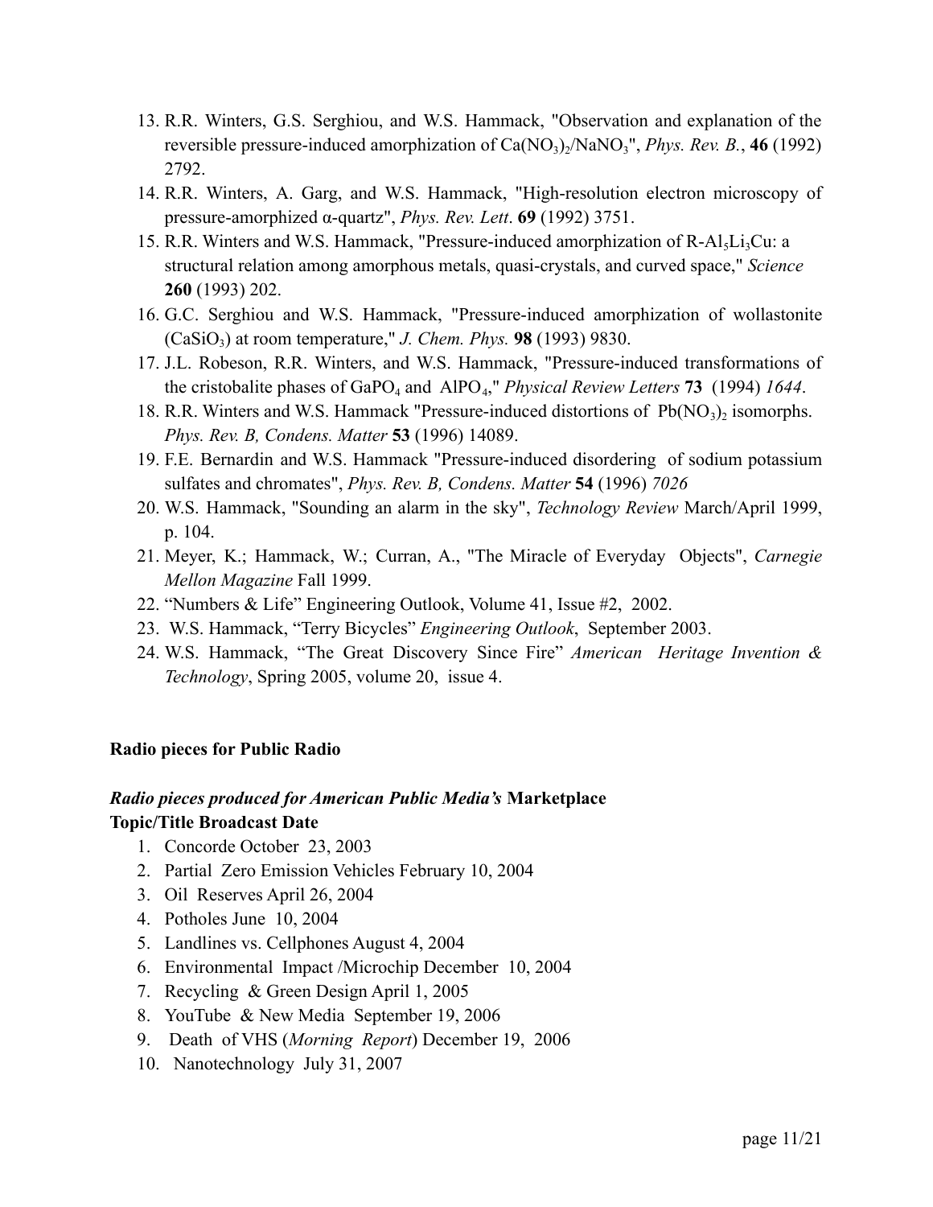13. R.R. Winters, G.S. Serghiou, and W.S. Hammack, "Observation and explanation of the reversible pressure-induced amorphization of $Ca(NO_3)_2/NaNO_3$", *Phys. Rev. B.*, **46** (1992) 2792.
14. R.R. Winters, A. Garg, and W.S. Hammack, "High-resolution electron microscopy of pressure-amorphized α-quartz", *Phys. Rev. Lett*. **69** (1992) 3751.
15. R.R. Winters and W.S. Hammack, "Pressure-induced amorphization of R-$Al_5Li_3Cu$: a structural relation among amorphous metals, quasi-crystals, and curved space," *Science* **260** (1993) 202.
16. G.C. Serghiou and W.S. Hammack, "Pressure-induced amorphization of wollastonite ($CaSiO_3$) at room temperature," *J. Chem. Phys.* **98** (1993) 9830.
17. J.L. Robeson, R.R. Winters, and W.S. Hammack, "Pressure-induced transformations of the cristobalite phases of $GaPO_4$ and $AlPO_4$," *Physical Review Letters* **73** (1994) *1644*.
18. R.R. Winters and W.S. Hammack "Pressure-induced distortions of $Pb(NO_3)_2$ isomorphs. *Phys. Rev. B, Condens. Matter* **53** (1996) 14089.
19. F.E. Bernardin and W.S. Hammack "Pressure-induced disordering of sodium potassium sulfates and chromates", *Phys. Rev. B, Condens. Matter* **54** (1996) *7026*
20. W.S. Hammack, "Sounding an alarm in the sky", *Technology Review* March/April 1999, p. 104.
21. Meyer, K.; Hammack, W.; Curran, A., "The Miracle of Everyday Objects", *Carnegie Mellon Magazine* Fall 1999.
22. "Numbers & Life" Engineering Outlook, Volume 41, Issue #2, 2002.
23. W.S. Hammack, "Terry Bicycles" *Engineering Outlook*, September 2003.
24. W.S. Hammack, "The Great Discovery Since Fire" *American Heritage Invention & Technology*, Spring 2005, volume 20, issue 4.

### Radio pieces for Public Radio

### *Radio pieces produced for American Public Media's* Marketplace

**Topic/Title Broadcast Date**

1. Concorde October 23, 2003
2. Partial Zero Emission Vehicles February 10, 2004
3. Oil Reserves April 26, 2004
4. Potholes June 10, 2004
5. Landlines vs. Cellphones August 4, 2004
6. Environmental Impact /Microchip December 10, 2004
7. Recycling & Green Design April 1, 2005
8. YouTube & New Media September 19, 2006
9. Death of VHS (*Morning Report*) December 19, 2006
10. Nanotechnology July 31, 2007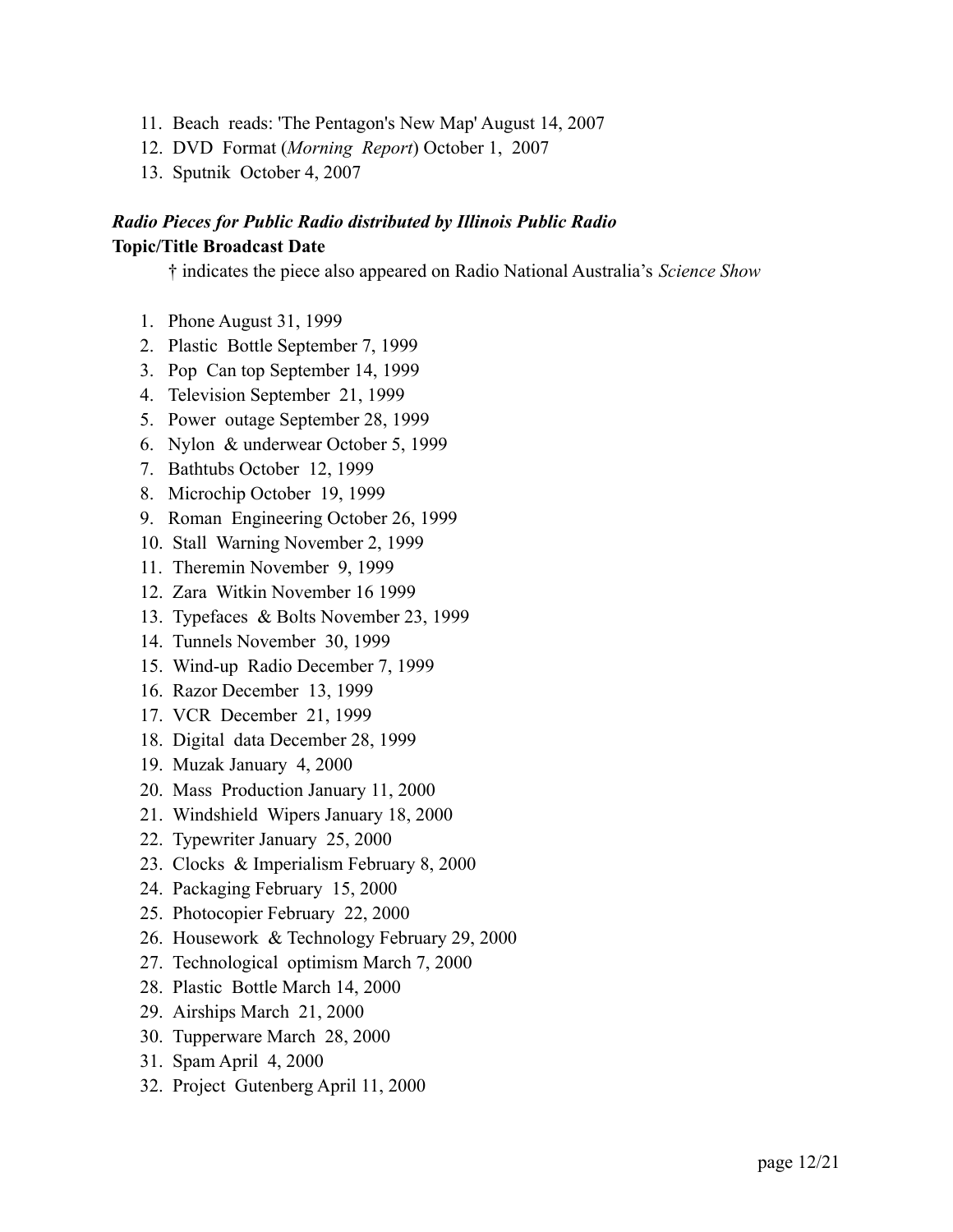11. Beach reads: 'The Pentagon's New Map' August 14, 2007
12. DVD Format (*Morning Report*) October 1, 2007
13. Sputnik October 4, 2007

***Radio Pieces for Public Radio distributed by Illinois Public Radio***

**Topic/Title Broadcast Date**

† indicates the piece also appeared on Radio National Australia's *Science Show*

1. Phone August 31, 1999
2. Plastic Bottle September 7, 1999
3. Pop Can top September 14, 1999
4. Television September 21, 1999
5. Power outage September 28, 1999
6. Nylon & underwear October 5, 1999
7. Bathtubs October 12, 1999
8. Microchip October 19, 1999
9. Roman Engineering October 26, 1999
10. Stall Warning November 2, 1999
11. Theremin November 9, 1999
12. Zara Witkin November 16 1999
13. Typefaces & Bolts November 23, 1999
14. Tunnels November 30, 1999
15. Wind-up Radio December 7, 1999
16. Razor December 13, 1999
17. VCR December 21, 1999
18. Digital data December 28, 1999
19. Muzak January 4, 2000
20. Mass Production January 11, 2000
21. Windshield Wipers January 18, 2000
22. Typewriter January 25, 2000
23. Clocks & Imperialism February 8, 2000
24. Packaging February 15, 2000
25. Photocopier February 22, 2000
26. Housework & Technology February 29, 2000
27. Technological optimism March 7, 2000
28. Plastic Bottle March 14, 2000
29. Airships March 21, 2000
30. Tupperware March 28, 2000
31. Spam April 4, 2000
32. Project Gutenberg April 11, 2000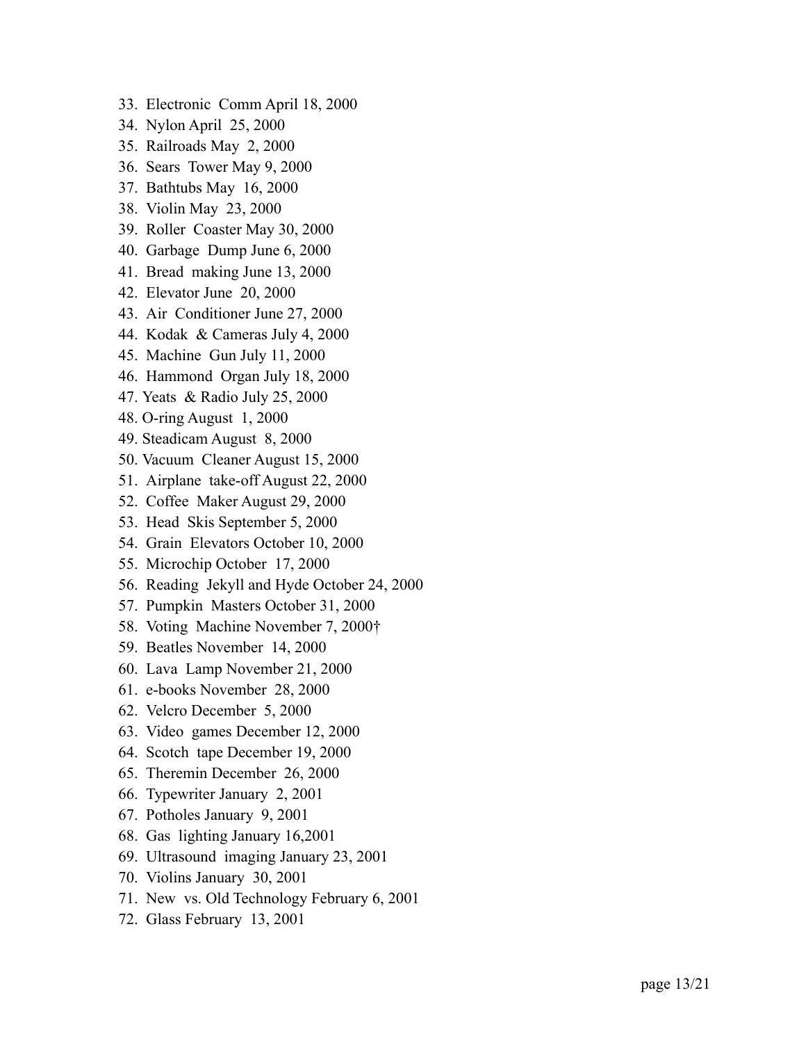33. Electronic Comm April 18, 2000
34. Nylon April 25, 2000
35. Railroads May 2, 2000
36. Sears Tower May 9, 2000
37. Bathtubs May 16, 2000
38. Violin May 23, 2000
39. Roller Coaster May 30, 2000
40. Garbage Dump June 6, 2000
41. Bread making June 13, 2000
42. Elevator June 20, 2000
43. Air Conditioner June 27, 2000
44. Kodak & Cameras July 4, 2000
45. Machine Gun July 11, 2000
46. Hammond Organ July 18, 2000
47. Yeats & Radio July 25, 2000
48. O-ring August 1, 2000
49. Steadicam August 8, 2000
50. Vacuum Cleaner August 15, 2000
51. Airplane take-off August 22, 2000
52. Coffee Maker August 29, 2000
53. Head Skis September 5, 2000
54. Grain Elevators October 10, 2000
55. Microchip October 17, 2000
56. Reading Jekyll and Hyde October 24, 2000
57. Pumpkin Masters October 31, 2000
58. Voting Machine November 7, 2000†
59. Beatles November 14, 2000
60. Lava Lamp November 21, 2000
61. e-books November 28, 2000
62. Velcro December 5, 2000
63. Video games December 12, 2000
64. Scotch tape December 19, 2000
65. Theremin December 26, 2000
66. Typewriter January 2, 2001
67. Potholes January 9, 2001
68. Gas lighting January 16,2001
69. Ultrasound imaging January 23, 2001
70. Violins January 30, 2001
71. New vs. Old Technology February 6, 2001
72. Glass February 13, 2001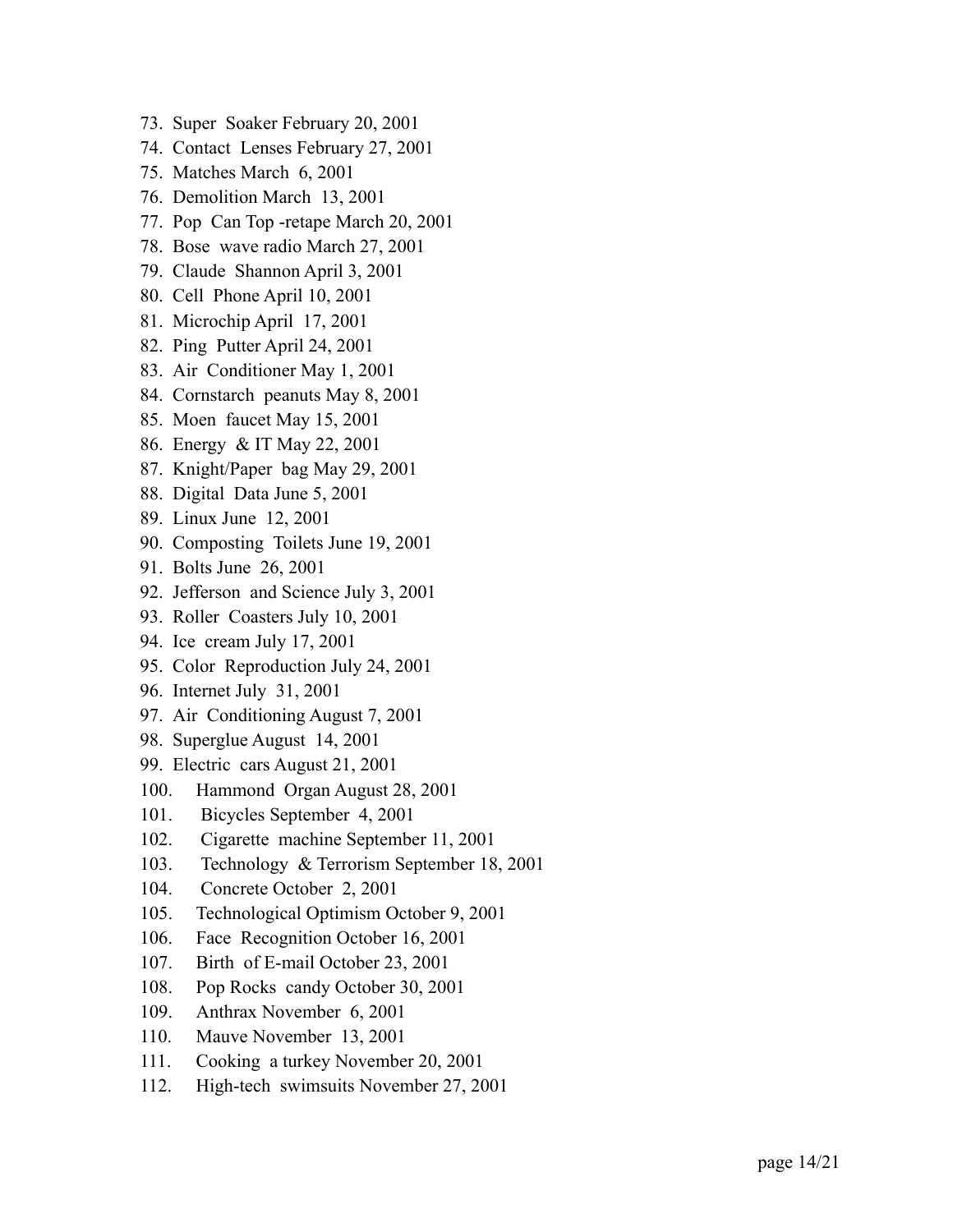73. Super Soaker February 20, 2001
74. Contact Lenses February 27, 2001
75. Matches March 6, 2001
76. Demolition March 13, 2001
77. Pop Can Top -retape March 20, 2001
78. Bose wave radio March 27, 2001
79. Claude Shannon April 3, 2001
80. Cell Phone April 10, 2001
81. Microchip April 17, 2001
82. Ping Putter April 24, 2001
83. Air Conditioner May 1, 2001
84. Cornstarch peanuts May 8, 2001
85. Moen faucet May 15, 2001
86. Energy & IT May 22, 2001
87. Knight/Paper bag May 29, 2001
88. Digital Data June 5, 2001
89. Linux June 12, 2001
90. Composting Toilets June 19, 2001
91. Bolts June 26, 2001
92. Jefferson and Science July 3, 2001
93. Roller Coasters July 10, 2001
94. Ice cream July 17, 2001
95. Color Reproduction July 24, 2001
96. Internet July 31, 2001
97. Air Conditioning August 7, 2001
98. Superglue August 14, 2001
99. Electric cars August 21, 2001
100. Hammond Organ August 28, 2001
101. Bicycles September 4, 2001
102. Cigarette machine September 11, 2001
103. Technology & Terrorism September 18, 2001
104. Concrete October 2, 2001
105. Technological Optimism October 9, 2001
106. Face Recognition October 16, 2001
107. Birth of E-mail October 23, 2001
108. Pop Rocks candy October 30, 2001
109. Anthrax November 6, 2001
110. Mauve November 13, 2001
111. Cooking a turkey November 20, 2001
112. High-tech swimsuits November 27, 2001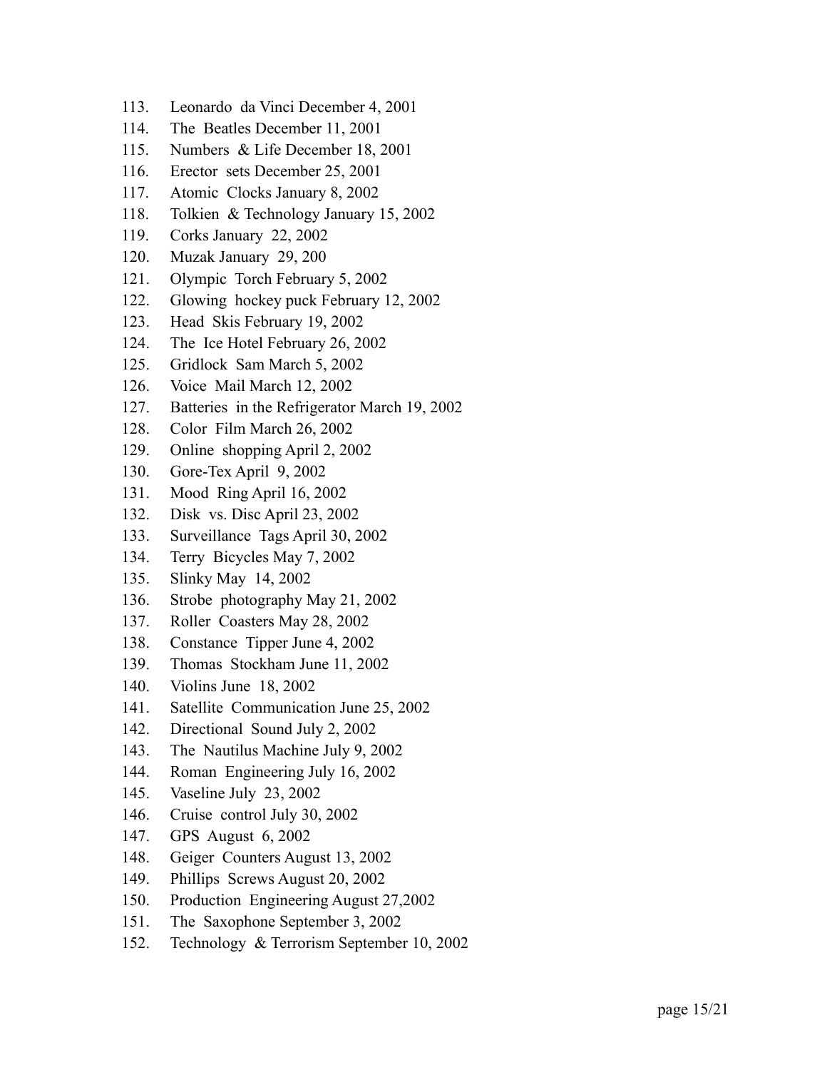113. Leonardo da Vinci December 4, 2001
114. The Beatles December 11, 2001
115. Numbers & Life December 18, 2001
116. Erector sets December 25, 2001
117. Atomic Clocks January 8, 2002
118. Tolkien & Technology January 15, 2002
119. Corks January 22, 2002
120. Muzak January 29, 200
121. Olympic Torch February 5, 2002
122. Glowing hockey puck February 12, 2002
123. Head Skis February 19, 2002
124. The Ice Hotel February 26, 2002
125. Gridlock Sam March 5, 2002
126. Voice Mail March 12, 2002
127. Batteries in the Refrigerator March 19, 2002
128. Color Film March 26, 2002
129. Online shopping April 2, 2002
130. Gore-Tex April 9, 2002
131. Mood Ring April 16, 2002
132. Disk vs. Disc April 23, 2002
133. Surveillance Tags April 30, 2002
134. Terry Bicycles May 7, 2002
135. Slinky May 14, 2002
136. Strobe photography May 21, 2002
137. Roller Coasters May 28, 2002
138. Constance Tipper June 4, 2002
139. Thomas Stockham June 11, 2002
140. Violins June 18, 2002
141. Satellite Communication June 25, 2002
142. Directional Sound July 2, 2002
143. The Nautilus Machine July 9, 2002
144. Roman Engineering July 16, 2002
145. Vaseline July 23, 2002
146. Cruise control July 30, 2002
147. GPS August 6, 2002
148. Geiger Counters August 13, 2002
149. Phillips Screws August 20, 2002
150. Production Engineering August 27,2002
151. The Saxophone September 3, 2002
152. Technology & Terrorism September 10, 2002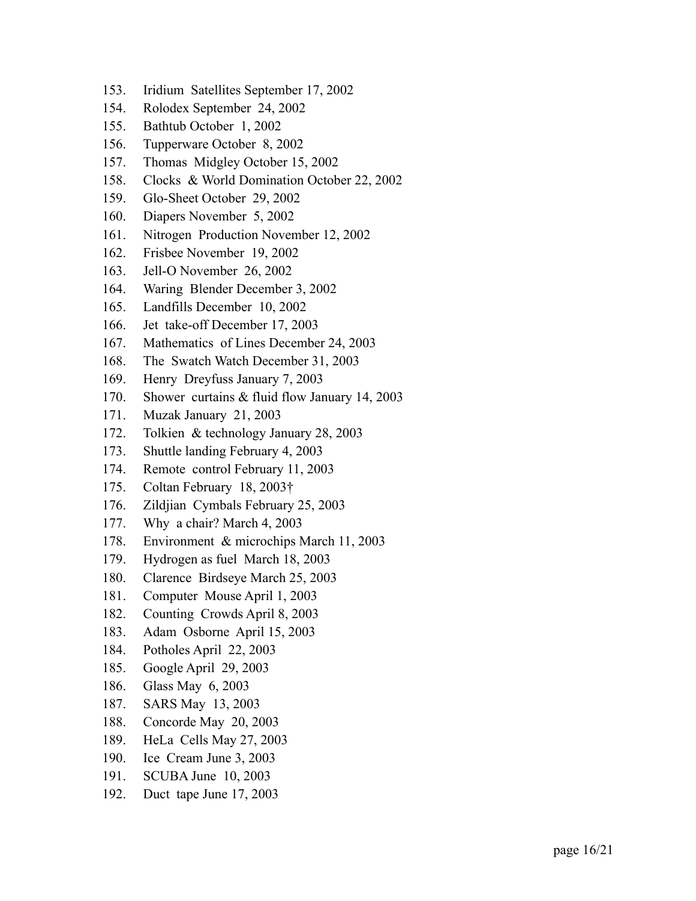153. Iridium Satellites September 17, 2002
154. Rolodex September 24, 2002
155. Bathtub October 1, 2002
156. Tupperware October 8, 2002
157. Thomas Midgley October 15, 2002
158. Clocks & World Domination October 22, 2002
159. Glo-Sheet October 29, 2002
160. Diapers November 5, 2002
161. Nitrogen Production November 12, 2002
162. Frisbee November 19, 2002
163. Jell-O November 26, 2002
164. Waring Blender December 3, 2002
165. Landfills December 10, 2002
166. Jet take-off December 17, 2003
167. Mathematics of Lines December 24, 2003
168. The Swatch Watch December 31, 2003
169. Henry Dreyfuss January 7, 2003
170. Shower curtains & fluid flow January 14, 2003
171. Muzak January 21, 2003
172. Tolkien & technology January 28, 2003
173. Shuttle landing February 4, 2003
174. Remote control February 11, 2003
175. Coltan February 18, 2003†
176. Zildjian Cymbals February 25, 2003
177. Why a chair? March 4, 2003
178. Environment & microchips March 11, 2003
179. Hydrogen as fuel March 18, 2003
180. Clarence Birdseye March 25, 2003
181. Computer Mouse April 1, 2003
182. Counting Crowds April 8, 2003
183. Adam Osborne April 15, 2003
184. Potholes April 22, 2003
185. Google April 29, 2003
186. Glass May 6, 2003
187. SARS May 13, 2003
188. Concorde May 20, 2003
189. HeLa Cells May 27, 2003
190. Ice Cream June 3, 2003
191. SCUBA June 10, 2003
192. Duct tape June 17, 2003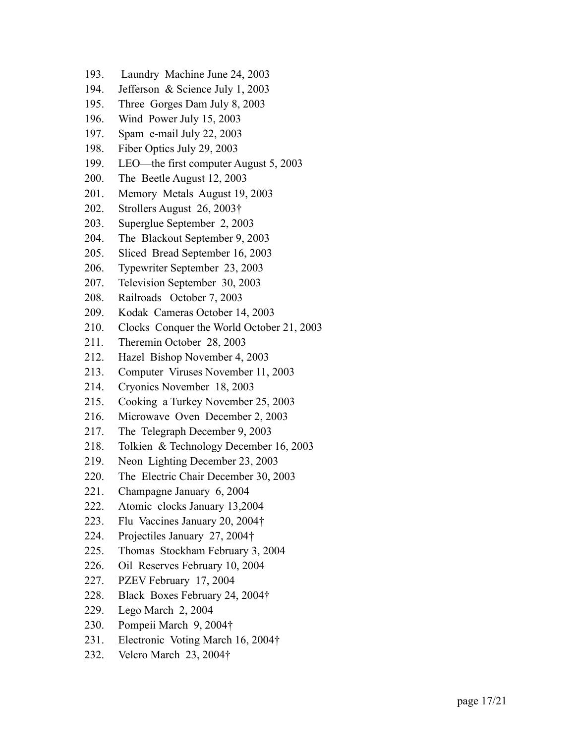193. Laundry Machine June 24, 2003
194. Jefferson & Science July 1, 2003
195. Three Gorges Dam July 8, 2003
196. Wind Power July 15, 2003
197. Spam e-mail July 22, 2003
198. Fiber Optics July 29, 2003
199. LEO—the first computer August 5, 2003
200. The Beetle August 12, 2003
201. Memory Metals August 19, 2003
202. Strollers August 26, 2003†
203. Superglue September 2, 2003
204. The Blackout September 9, 2003
205. Sliced Bread September 16, 2003
206. Typewriter September 23, 2003
207. Television September 30, 2003
208. Railroads October 7, 2003
209. Kodak Cameras October 14, 2003
210. Clocks Conquer the World October 21, 2003
211. Theremin October 28, 2003
212. Hazel Bishop November 4, 2003
213. Computer Viruses November 11, 2003
214. Cryonics November 18, 2003
215. Cooking a Turkey November 25, 2003
216. Microwave Oven December 2, 2003
217. The Telegraph December 9, 2003
218. Tolkien & Technology December 16, 2003
219. Neon Lighting December 23, 2003
220. The Electric Chair December 30, 2003
221. Champagne January 6, 2004
222. Atomic clocks January 13,2004
223. Flu Vaccines January 20, 2004†
224. Projectiles January 27, 2004†
225. Thomas Stockham February 3, 2004
226. Oil Reserves February 10, 2004
227. PZEV February 17, 2004
228. Black Boxes February 24, 2004†
229. Lego March 2, 2004
230. Pompeii March 9, 2004†
231. Electronic Voting March 16, 2004†
232. Velcro March 23, 2004†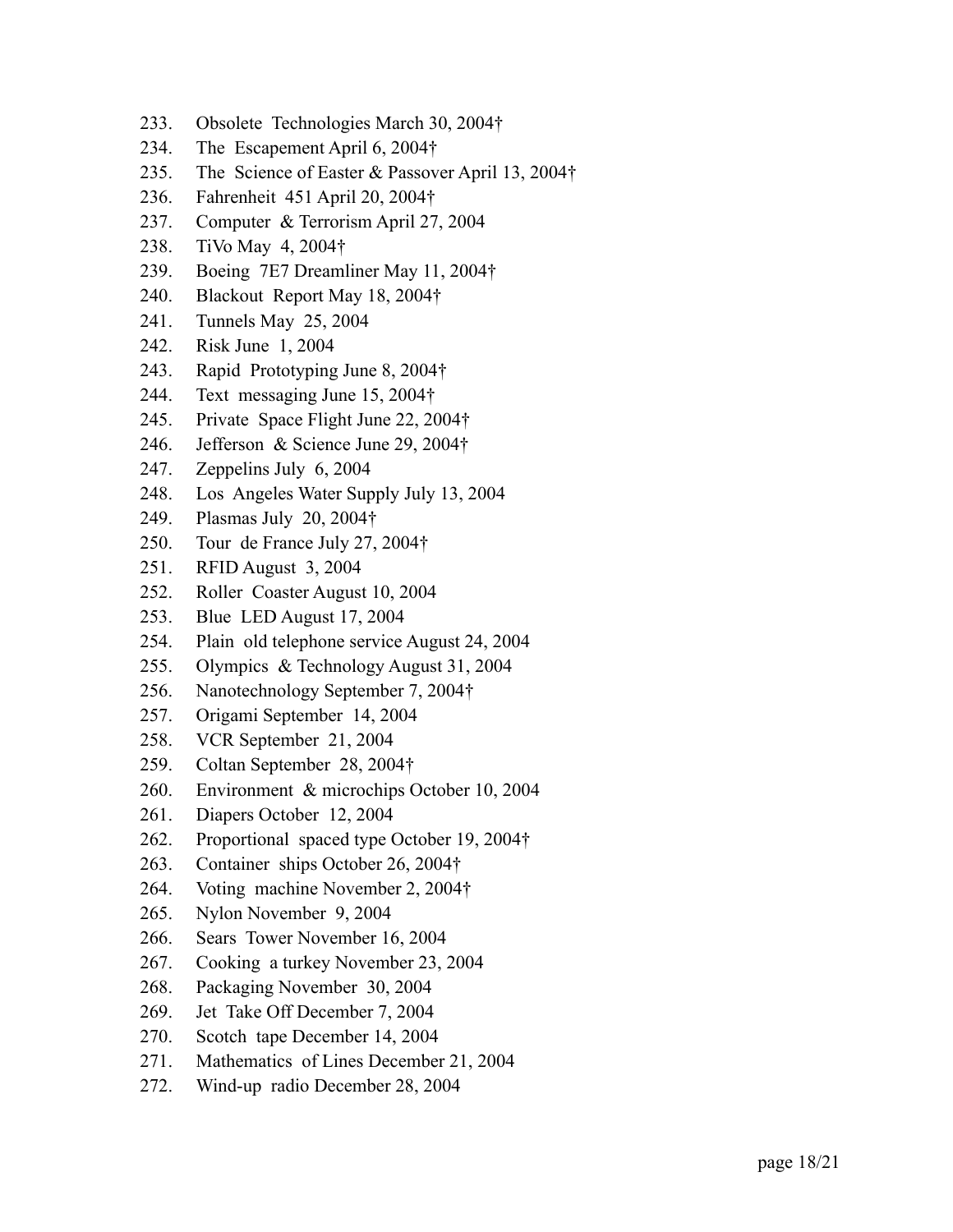233. Obsolete Technologies March 30, 2004†
234. The Escapement April 6, 2004†
235. The Science of Easter & Passover April 13, 2004†
236. Fahrenheit 451 April 20, 2004†
237. Computer & Terrorism April 27, 2004
238. TiVo May 4, 2004†
239. Boeing 7E7 Dreamliner May 11, 2004†
240. Blackout Report May 18, 2004†
241. Tunnels May 25, 2004
242. Risk June 1, 2004
243. Rapid Prototyping June 8, 2004†
244. Text messaging June 15, 2004†
245. Private Space Flight June 22, 2004†
246. Jefferson & Science June 29, 2004†
247. Zeppelins July 6, 2004
248. Los Angeles Water Supply July 13, 2004
249. Plasmas July 20, 2004†
250. Tour de France July 27, 2004†
251. RFID August 3, 2004
252. Roller Coaster August 10, 2004
253. Blue LED August 17, 2004
254. Plain old telephone service August 24, 2004
255. Olympics & Technology August 31, 2004
256. Nanotechnology September 7, 2004†
257. Origami September 14, 2004
258. VCR September 21, 2004
259. Coltan September 28, 2004†
260. Environment & microchips October 10, 2004
261. Diapers October 12, 2004
262. Proportional spaced type October 19, 2004†
263. Container ships October 26, 2004†
264. Voting machine November 2, 2004†
265. Nylon November 9, 2004
266. Sears Tower November 16, 2004
267. Cooking a turkey November 23, 2004
268. Packaging November 30, 2004
269. Jet Take Off December 7, 2004
270. Scotch tape December 14, 2004
271. Mathematics of Lines December 21, 2004
272. Wind-up radio December 28, 2004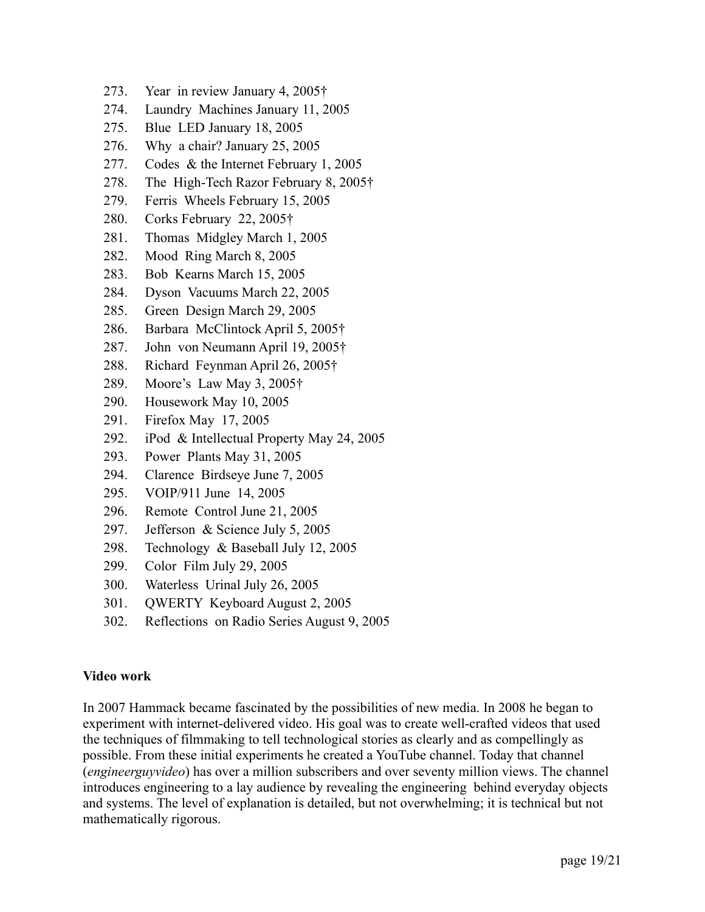273. Year in review January 4, 2005†
274. Laundry Machines January 11, 2005
275. Blue LED January 18, 2005
276. Why a chair? January 25, 2005
277. Codes & the Internet February 1, 2005
278. The High-Tech Razor February 8, 2005†
279. Ferris Wheels February 15, 2005
280. Corks February 22, 2005†
281. Thomas Midgley March 1, 2005
282. Mood Ring March 8, 2005
283. Bob Kearns March 15, 2005
284. Dyson Vacuums March 22, 2005
285. Green Design March 29, 2005
286. Barbara McClintock April 5, 2005†
287. John von Neumann April 19, 2005†
288. Richard Feynman April 26, 2005†
289. Moore's Law May 3, 2005†
290. Housework May 10, 2005
291. Firefox May 17, 2005
292. iPod & Intellectual Property May 24, 2005
293. Power Plants May 31, 2005
294. Clarence Birdseye June 7, 2005
295. VOIP/911 June 14, 2005
296. Remote Control June 21, 2005
297. Jefferson & Science July 5, 2005
298. Technology & Baseball July 12, 2005
299. Color Film July 29, 2005
300. Waterless Urinal July 26, 2005
301. QWERTY Keyboard August 2, 2005
302. Reflections on Radio Series August 9, 2005

**Video work**

In 2007 Hammack became fascinated by the possibilities of new media. In 2008 he began to experiment with internet-delivered video. His goal was to create well-crafted videos that used the techniques of filmmaking to tell technological stories as clearly and as compellingly as possible. From these initial experiments he created a YouTube channel. Today that channel (*engineerguyvideo*) has over a million subscribers and over seventy million views. The channel introduces engineering to a lay audience by revealing the engineering behind everyday objects and systems. The level of explanation is detailed, but not overwhelming; it is technical but not mathematically rigorous.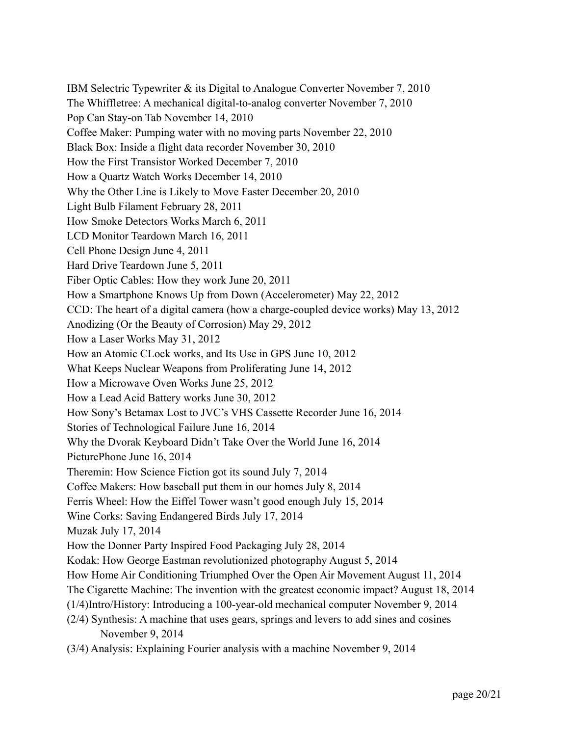IBM Selectric Typewriter & its Digital to Analogue Converter November 7, 2010
The Whiffletree: A mechanical digital-to-analog converter November 7, 2010
Pop Can Stay-on Tab November 14, 2010
Coffee Maker: Pumping water with no moving parts November 22, 2010
Black Box: Inside a flight data recorder November 30, 2010
How the First Transistor Worked December 7, 2010
How a Quartz Watch Works December 14, 2010
Why the Other Line is Likely to Move Faster December 20, 2010
Light Bulb Filament February 28, 2011
How Smoke Detectors Works March 6, 2011
LCD Monitor Teardown March 16, 2011
Cell Phone Design June 4, 2011
Hard Drive Teardown June 5, 2011
Fiber Optic Cables: How they work June 20, 2011
How a Smartphone Knows Up from Down (Accelerometer) May 22, 2012
CCD: The heart of a digital camera (how a charge-coupled device works) May 13, 2012
Anodizing (Or the Beauty of Corrosion) May 29, 2012
How a Laser Works May 31, 2012
How an Atomic CLock works, and Its Use in GPS June 10, 2012
What Keeps Nuclear Weapons from Proliferating June 14, 2012
How a Microwave Oven Works June 25, 2012
How a Lead Acid Battery works June 30, 2012
How Sony's Betamax Lost to JVC's VHS Cassette Recorder June 16, 2014
Stories of Technological Failure June 16, 2014
Why the Dvorak Keyboard Didn't Take Over the World June 16, 2014
PicturePhone June 16, 2014
Theremin: How Science Fiction got its sound July 7, 2014
Coffee Makers: How baseball put them in our homes July 8, 2014
Ferris Wheel: How the Eiffel Tower wasn't good enough July 15, 2014
Wine Corks: Saving Endangered Birds July 17, 2014
Muzak July 17, 2014
How the Donner Party Inspired Food Packaging July 28, 2014
Kodak: How George Eastman revolutionized photography August 5, 2014
How Home Air Conditioning Triumphed Over the Open Air Movement August 11, 2014
The Cigarette Machine: The invention with the greatest economic impact? August 18, 2014
(1/4)Intro/History: Introducing a 100-year-old mechanical computer November 9, 2014
(2/4) Synthesis: A machine that uses gears, springs and levers to add sines and cosines November 9, 2014
(3/4) Analysis: Explaining Fourier analysis with a machine November 9, 2014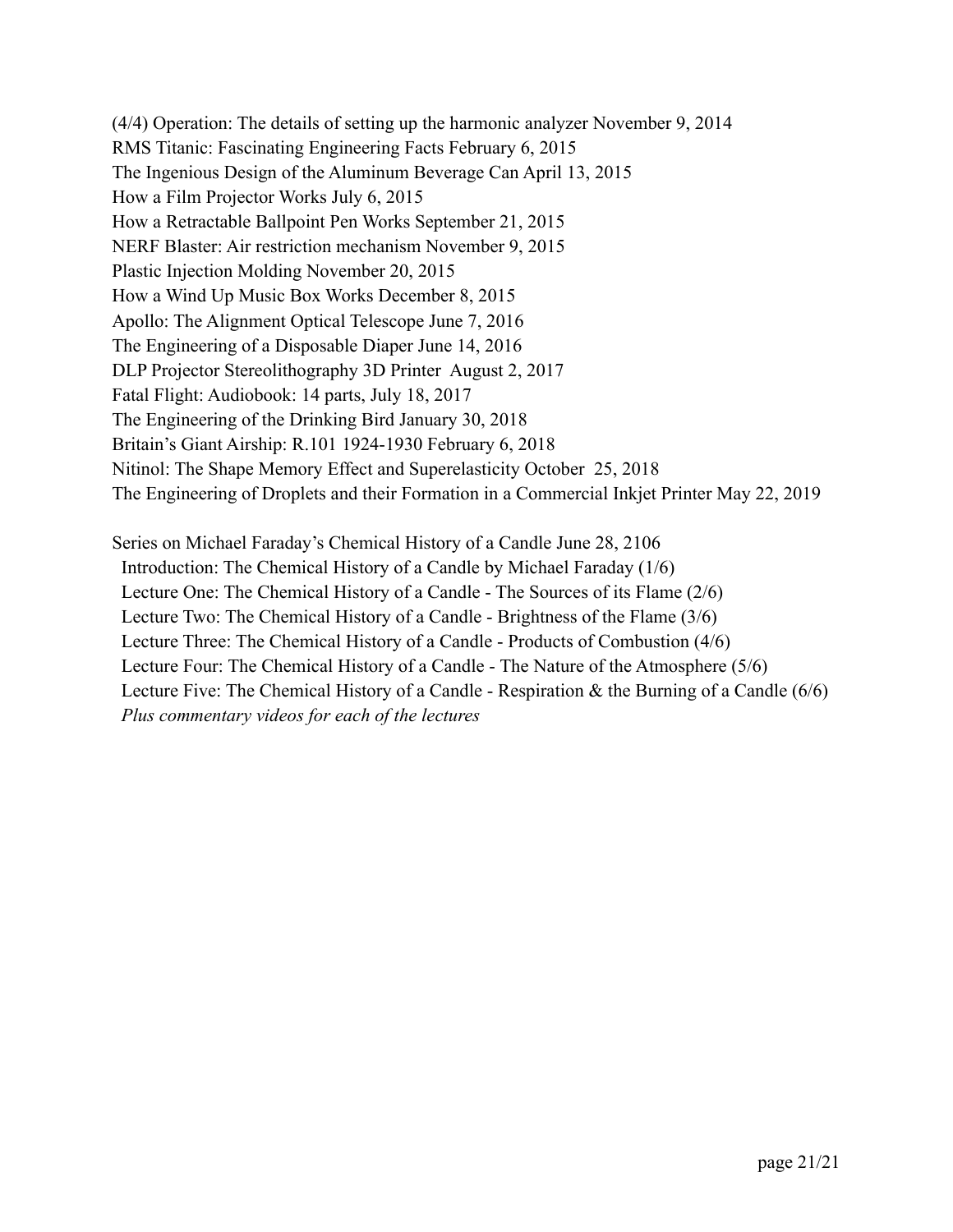(4/4) Operation: The details of setting up the harmonic analyzer November 9, 2014
RMS Titanic: Fascinating Engineering Facts February 6, 2015
The Ingenious Design of the Aluminum Beverage Can April 13, 2015
How a Film Projector Works July 6, 2015
How a Retractable Ballpoint Pen Works September 21, 2015
NERF Blaster: Air restriction mechanism November 9, 2015
Plastic Injection Molding November 20, 2015
How a Wind Up Music Box Works December 8, 2015
Apollo: The Alignment Optical Telescope June 7, 2016
The Engineering of a Disposable Diaper June 14, 2016
DLP Projector Stereolithography 3D Printer August 2, 2017
Fatal Flight: Audiobook: 14 parts, July 18, 2017
The Engineering of the Drinking Bird January 30, 2018
Britain's Giant Airship: R.101 1924-1930 February 6, 2018
Nitinol: The Shape Memory Effect and Superelasticity October 25, 2018
The Engineering of Droplets and their Formation in a Commercial Inkjet Printer May 22, 2019

Series on Michael Faraday's Chemical History of a Candle June 28, 2106
- Introduction: The Chemical History of a Candle by Michael Faraday (1/6)
- Lecture One: The Chemical History of a Candle - The Sources of its Flame (2/6)
- Lecture Two: The Chemical History of a Candle - Brightness of the Flame (3/6)
- Lecture Three: The Chemical History of a Candle - Products of Combustion (4/6)
- Lecture Four: The Chemical History of a Candle - The Nature of the Atmosphere (5/6)
- Lecture Five: The Chemical History of a Candle - Respiration & the Burning of a Candle (6/6)
- *Plus commentary videos for each of the lectures*